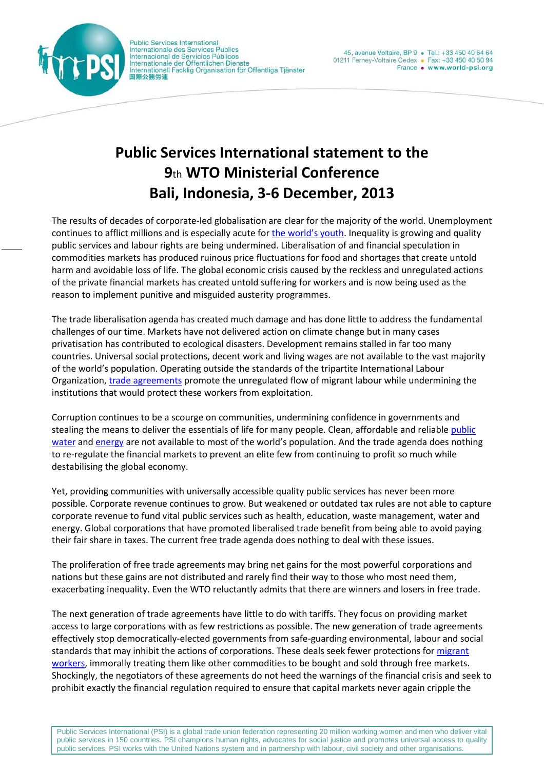Public Services International
Internationale des Services Publics
Internacional de Servicios Públicos
Internationale der Öffentlichen Dienste
Internationell Facklig Organisation för Offentliga Tjänster
国際公務労連

45, avenue Voltaire, BP 9 • Tel.: +33 450 40 64 64
01211 Ferney-Voltaire Cedex • Fax: +33 450 40 50 94
France • www.world-psi.org

# Public Services International statement to the 9th WTO Ministerial Conference Bali, Indonesia, 3-6 December, 2013

The results of decades of corporate-led globalisation are clear for the majority of the world. Unemployment continues to afflict millions and is especially acute for the world's youth. Inequality is growing and quality public services and labour rights are being undermined. Liberalisation of and financial speculation in commodities markets has produced ruinous price fluctuations for food and shortages that create untold harm and avoidable loss of life. The global economic crisis caused by the reckless and unregulated actions of the private financial markets has created untold suffering for workers and is now being used as the reason to implement punitive and misguided austerity programmes.

The trade liberalisation agenda has created much damage and has done little to address the fundamental challenges of our time. Markets have not delivered action on climate change but in many cases privatisation has contributed to ecological disasters. Development remains stalled in far too many countries. Universal social protections, decent work and living wages are not available to the vast majority of the world's population. Operating outside the standards of the tripartite International Labour Organization, trade agreements promote the unregulated flow of migrant labour while undermining the institutions that would protect these workers from exploitation.

Corruption continues to be a scourge on communities, undermining confidence in governments and stealing the means to deliver the essentials of life for many people. Clean, affordable and reliable public water and energy are not available to most of the world's population. And the trade agenda does nothing to re-regulate the financial markets to prevent an elite few from continuing to profit so much while destabilising the global economy.

Yet, providing communities with universally accessible quality public services has never been more possible. Corporate revenue continues to grow. But weakened or outdated tax rules are not able to capture corporate revenue to fund vital public services such as health, education, waste management, water and energy. Global corporations that have promoted liberalised trade benefit from being able to avoid paying their fair share in taxes. The current free trade agenda does nothing to deal with these issues.

The proliferation of free trade agreements may bring net gains for the most powerful corporations and nations but these gains are not distributed and rarely find their way to those who most need them, exacerbating inequality. Even the WTO reluctantly admits that there are winners and losers in free trade.

The next generation of trade agreements have little to do with tariffs. They focus on providing market access to large corporations with as few restrictions as possible. The new generation of trade agreements effectively stop democratically-elected governments from safe-guarding environmental, labour and social standards that may inhibit the actions of corporations. These deals seek fewer protections for migrant workers, immorally treating them like other commodities to be bought and sold through free markets. Shockingly, the negotiators of these agreements do not heed the warnings of the financial crisis and seek to prohibit exactly the financial regulation required to ensure that capital markets never again cripple the

Public Services International (PSI) is a global trade union federation representing 20 million working women and men who deliver vital public services in 150 countries. PSI champions human rights, advocates for social justice and promotes universal access to quality public services. PSI works with the United Nations system and in partnership with labour, civil society and other organisations.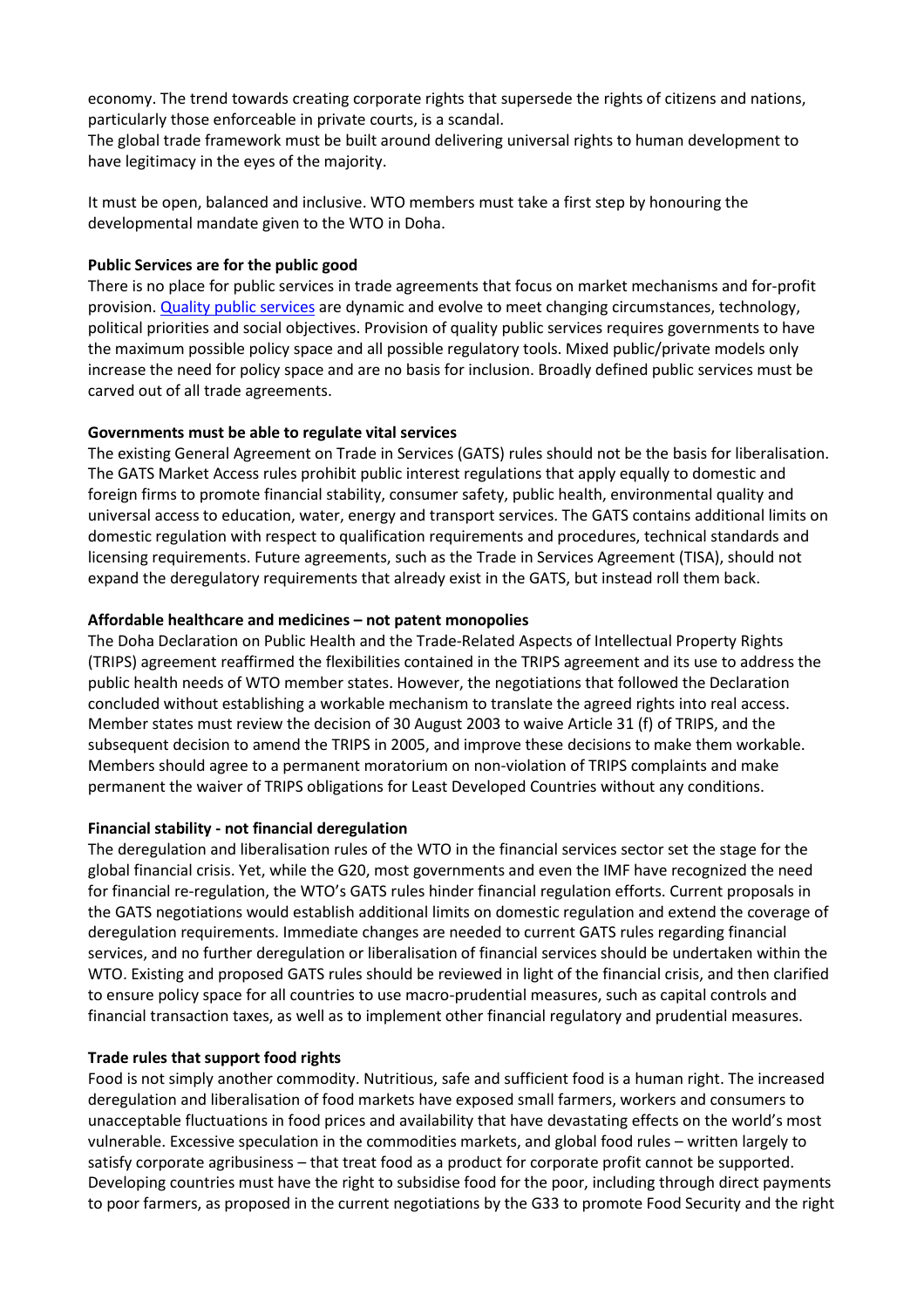economy. The trend towards creating corporate rights that supersede the rights of citizens and nations, particularly those enforceable in private courts, is a scandal.
The global trade framework must be built around delivering universal rights to human development to have legitimacy in the eyes of the majority.

It must be open, balanced and inclusive. WTO members must take a first step by honouring the developmental mandate given to the WTO in Doha.

**Public Services are for the public good**
There is no place for public services in trade agreements that focus on market mechanisms and for-profit provision. Quality public services are dynamic and evolve to meet changing circumstances, technology, political priorities and social objectives. Provision of quality public services requires governments to have the maximum possible policy space and all possible regulatory tools. Mixed public/private models only increase the need for policy space and are no basis for inclusion. Broadly defined public services must be carved out of all trade agreements.

**Governments must be able to regulate vital services**
The existing General Agreement on Trade in Services (GATS) rules should not be the basis for liberalisation. The GATS Market Access rules prohibit public interest regulations that apply equally to domestic and foreign firms to promote financial stability, consumer safety, public health, environmental quality and universal access to education, water, energy and transport services. The GATS contains additional limits on domestic regulation with respect to qualification requirements and procedures, technical standards and licensing requirements. Future agreements, such as the Trade in Services Agreement (TISA), should not expand the deregulatory requirements that already exist in the GATS, but instead roll them back.

**Affordable healthcare and medicines – not patent monopolies**
The Doha Declaration on Public Health and the Trade-Related Aspects of Intellectual Property Rights (TRIPS) agreement reaffirmed the flexibilities contained in the TRIPS agreement and its use to address the public health needs of WTO member states. However, the negotiations that followed the Declaration concluded without establishing a workable mechanism to translate the agreed rights into real access. Member states must review the decision of 30 August 2003 to waive Article 31 (f) of TRIPS, and the subsequent decision to amend the TRIPS in 2005, and improve these decisions to make them workable. Members should agree to a permanent moratorium on non-violation of TRIPS complaints and make permanent the waiver of TRIPS obligations for Least Developed Countries without any conditions.

**Financial stability - not financial deregulation**
The deregulation and liberalisation rules of the WTO in the financial services sector set the stage for the global financial crisis. Yet, while the G20, most governments and even the IMF have recognized the need for financial re-regulation, the WTO's GATS rules hinder financial regulation efforts. Current proposals in the GATS negotiations would establish additional limits on domestic regulation and extend the coverage of deregulation requirements. Immediate changes are needed to current GATS rules regarding financial services, and no further deregulation or liberalisation of financial services should be undertaken within the WTO. Existing and proposed GATS rules should be reviewed in light of the financial crisis, and then clarified to ensure policy space for all countries to use macro-prudential measures, such as capital controls and financial transaction taxes, as well as to implement other financial regulatory and prudential measures.

**Trade rules that support food rights**
Food is not simply another commodity. Nutritious, safe and sufficient food is a human right. The increased deregulation and liberalisation of food markets have exposed small farmers, workers and consumers to unacceptable fluctuations in food prices and availability that have devastating effects on the world's most vulnerable. Excessive speculation in the commodities markets, and global food rules – written largely to satisfy corporate agribusiness – that treat food as a product for corporate profit cannot be supported. Developing countries must have the right to subsidise food for the poor, including through direct payments to poor farmers, as proposed in the current negotiations by the G33 to promote Food Security and the right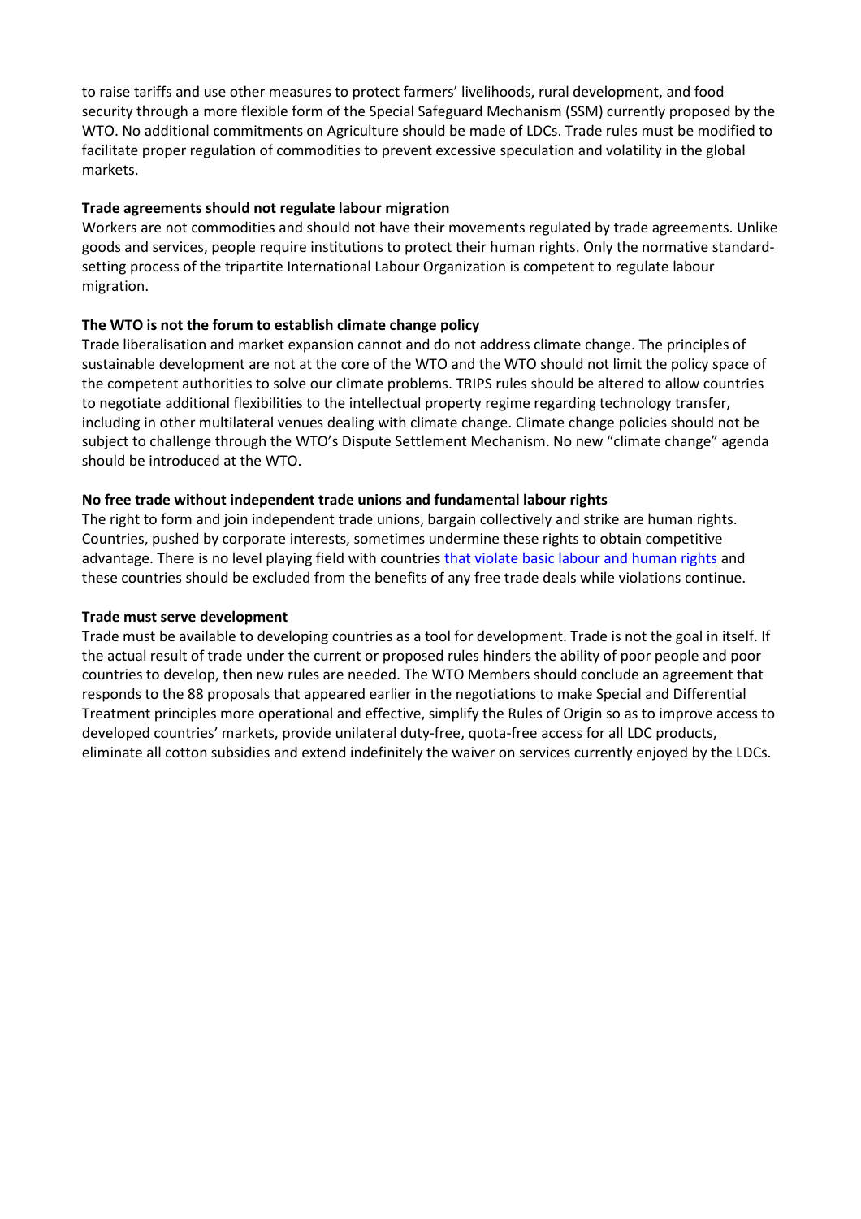to raise tariffs and use other measures to protect farmers' livelihoods, rural development, and food security through a more flexible form of the Special Safeguard Mechanism (SSM) currently proposed by the WTO. No additional commitments on Agriculture should be made of LDCs. Trade rules must be modified to facilitate proper regulation of commodities to prevent excessive speculation and volatility in the global markets.

**Trade agreements should not regulate labour migration**

Workers are not commodities and should not have their movements regulated by trade agreements. Unlike goods and services, people require institutions to protect their human rights. Only the normative standard-setting process of the tripartite International Labour Organization is competent to regulate labour migration.

**The WTO is not the forum to establish climate change policy**

Trade liberalisation and market expansion cannot and do not address climate change. The principles of sustainable development are not at the core of the WTO and the WTO should not limit the policy space of the competent authorities to solve our climate problems. TRIPS rules should be altered to allow countries to negotiate additional flexibilities to the intellectual property regime regarding technology transfer, including in other multilateral venues dealing with climate change. Climate change policies should not be subject to challenge through the WTO's Dispute Settlement Mechanism. No new "climate change" agenda should be introduced at the WTO.

**No free trade without independent trade unions and fundamental labour rights**

The right to form and join independent trade unions, bargain collectively and strike are human rights. Countries, pushed by corporate interests, sometimes undermine these rights to obtain competitive advantage. There is no level playing field with countries that violate basic labour and human rights and these countries should be excluded from the benefits of any free trade deals while violations continue.

**Trade must serve development**

Trade must be available to developing countries as a tool for development. Trade is not the goal in itself. If the actual result of trade under the current or proposed rules hinders the ability of poor people and poor countries to develop, then new rules are needed. The WTO Members should conclude an agreement that responds to the 88 proposals that appeared earlier in the negotiations to make Special and Differential Treatment principles more operational and effective, simplify the Rules of Origin so as to improve access to developed countries' markets, provide unilateral duty-free, quota-free access for all LDC products, eliminate all cotton subsidies and extend indefinitely the waiver on services currently enjoyed by the LDCs.